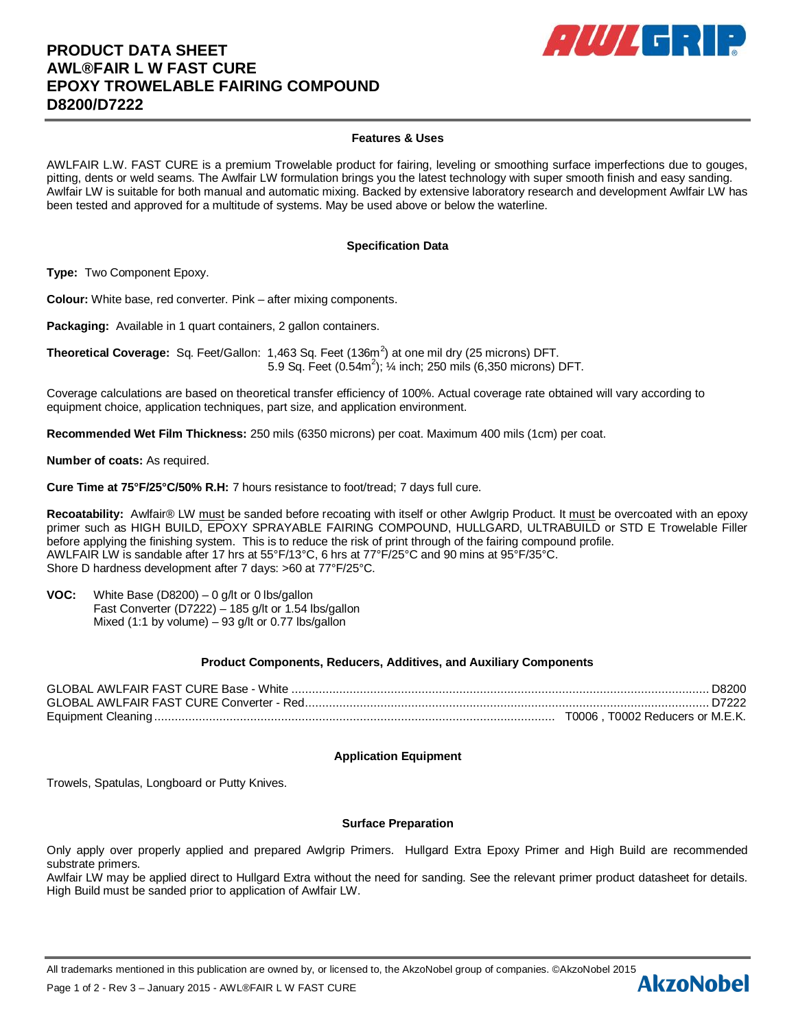# PRODUCT DATA SHEET
# AWL®FAIR L W FAST CURE
# EPOXY TROWELABLE FAIRING COMPOUND
# D8200/D7222

## Features & Uses

AWLFAIR L.W. FAST CURE is a premium Trowelable product for fairing, leveling or smoothing surface imperfections due to gouges, pitting, dents or weld seams. The Awlfair LW formulation brings you the latest technology with super smooth finish and easy sanding. Awlfair LW is suitable for both manual and automatic mixing. Backed by extensive laboratory research and development Awlfair LW has been tested and approved for a multitude of systems. May be used above or below the waterline.

## Specification Data

**Type:** Two Component Epoxy.

**Colour:** White base, red converter. Pink – after mixing components.

**Packaging:** Available in 1 quart containers, 2 gallon containers.

**Theoretical Coverage:** Sq. Feet/Gallon: 1,463 Sq. Feet (136m$^2$) at one mil dry (25 microns) DFT.
5.9 Sq. Feet (0.54m$^2$); ¼ inch; 250 mils (6,350 microns) DFT.

Coverage calculations are based on theoretical transfer efficiency of 100%. Actual coverage rate obtained will vary according to equipment choice, application techniques, part size, and application environment.

**Recommended Wet Film Thickness:** 250 mils (6350 microns) per coat. Maximum 400 mils (1cm) per coat.

**Number of coats:** As required.

**Cure Time at 75°F/25°C/50% R.H:** 7 hours resistance to foot/tread; 7 days full cure.

**Recoatability:** Awlfair® LW must be sanded before recoating with itself or other Awlgrip Product. It must be overcoated with an epoxy primer such as HIGH BUILD, EPOXY SPRAYABLE FAIRING COMPOUND, HULLGARD, ULTRABUILD or STD E Trowelable Filler before applying the finishing system. This is to reduce the risk of print through of the fairing compound profile.
AWLFAIR LW is sandable after 17 hrs at 55°F/13°C, 6 hrs at 77°F/25°C and 90 mins at 95°F/35°C.
Shore D hardness development after 7 days: >60 at 77°F/25°C.

**VOC:** White Base (D8200) – 0 g/lt or 0 lbs/gallon
Fast Converter (D7222) – 185 g/lt or 1.54 lbs/gallon
Mixed (1:1 by volume) – 93 g/lt or 0.77 lbs/gallon

## Product Components, Reducers, Additives, and Auxiliary Components

GLOBAL AWLFAIR FAST CURE Base - White ........ D8200
GLOBAL AWLFAIR FAST CURE Converter - Red ........ D7222
Equipment Cleaning ........ T0006 , T0002 Reducers or M.E.K.

## Application Equipment

Trowels, Spatulas, Longboard or Putty Knives.

## Surface Preparation

Only apply over properly applied and prepared Awlgrip Primers. Hullgard Extra Epoxy Primer and High Build are recommended substrate primers.
Awlfair LW may be applied direct to Hullgard Extra without the need for sanding. See the relevant primer product datasheet for details. High Build must be sanded prior to application of Awlfair LW.

All trademarks mentioned in this publication are owned by, or licensed to, the AkzoNobel group of companies. ©AkzoNobel 2015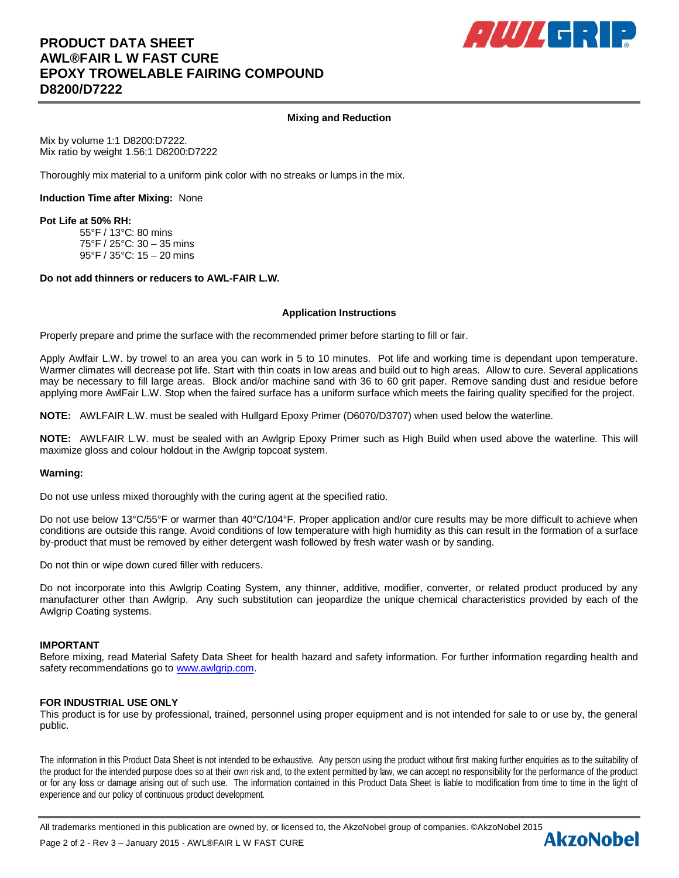## Mixing and Reduction

Mix by volume 1:1 D8200:D7222.
Mix ratio by weight 1.56:1 D8200:D7222

Thoroughly mix material to a uniform pink color with no streaks or lumps in the mix.

**Induction Time after Mixing:** None

**Pot Life at 50% RH:**

55°F / 13°C: 80 mins
75°F / 25°C: 30 – 35 mins
95°F / 35°C: 15 – 20 mins

**Do not add thinners or reducers to AWL-FAIR L.W.**

## Application Instructions

Properly prepare and prime the surface with the recommended primer before starting to fill or fair.

Apply Awlfair L.W. by trowel to an area you can work in 5 to 10 minutes. Pot life and working time is dependant upon temperature. Warmer climates will decrease pot life. Start with thin coats in low areas and build out to high areas. Allow to cure. Several applications may be necessary to fill large areas. Block and/or machine sand with 36 to 60 grit paper. Remove sanding dust and residue before applying more AwlFair L.W. Stop when the faired surface has a uniform surface which meets the fairing quality specified for the project.

**NOTE:** AWLFAIR L.W. must be sealed with Hullgard Epoxy Primer (D6070/D3707) when used below the waterline.

**NOTE:** AWLFAIR L.W. must be sealed with an Awlgrip Epoxy Primer such as High Build when used above the waterline. This will maximize gloss and colour holdout in the Awlgrip topcoat system.

**Warning:**

Do not use unless mixed thoroughly with the curing agent at the specified ratio.

Do not use below 13°C/55°F or warmer than 40°C/104°F. Proper application and/or cure results may be more difficult to achieve when conditions are outside this range. Avoid conditions of low temperature with high humidity as this can result in the formation of a surface by-product that must be removed by either detergent wash followed by fresh water wash or by sanding.

Do not thin or wipe down cured filler with reducers.

Do not incorporate into this Awlgrip Coating System, any thinner, additive, modifier, converter, or related product produced by any manufacturer other than Awlgrip. Any such substitution can jeopardize the unique chemical characteristics provided by each of the Awlgrip Coating systems.

**IMPORTANT**
Before mixing, read Material Safety Data Sheet for health hazard and safety information. For further information regarding health and safety recommendations go to www.awlgrip.com.

**FOR INDUSTRIAL USE ONLY**
This product is for use by professional, trained, personnel using proper equipment and is not intended for sale to or use by, the general public.

The information in this Product Data Sheet is not intended to be exhaustive. Any person using the product without first making further enquiries as to the suitability of the product for the intended purpose does so at their own risk and, to the extent permitted by law, we can accept no responsibility for the performance of the product or for any loss or damage arising out of such use. The information contained in this Product Data Sheet is liable to modification from time to time in the light of experience and our policy of continuous product development.

All trademarks mentioned in this publication are owned by, or licensed to, the AkzoNobel group of companies. ©AkzoNobel 2015